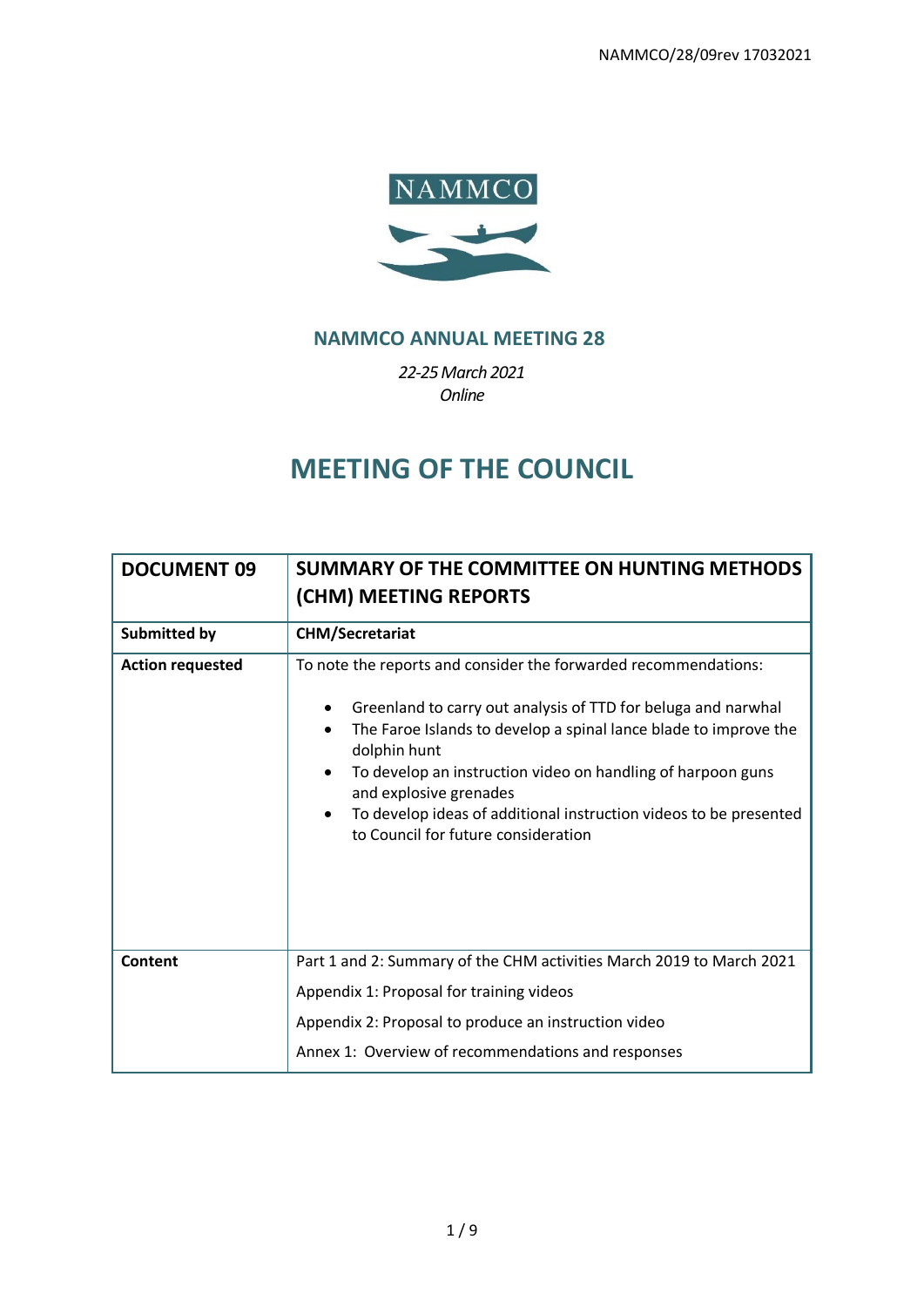NAMMCO/28/09rev 17032021

NAMMCO

## NAMMCO ANNUAL MEETING 28

*22-25 March 2021*
*Online*

# MEETING OF THE COUNCIL

| DOCUMENT 09 | SUMMARY OF THE COMMITTEE ON HUNTING METHODS (CHM) MEETING REPORTS |
|---|---|
| **Submitted by** | **CHM/Secretariat** |
| **Action requested** | To note the reports and consider the forwarded recommendations: <br>• Greenland to carry out analysis of TTD for beluga and narwhal <br>• The Faroe Islands to develop a spinal lance blade to improve the dolphin hunt <br>• To develop an instruction video on handling of harpoon guns and explosive grenades <br>• To develop ideas of additional instruction videos to be presented to Council for future consideration |
| **Content** | Part 1 and 2: Summary of the CHM activities March 2019 to March 2021 <br>Appendix 1: Proposal for training videos <br>Appendix 2: Proposal to produce an instruction video <br>Annex 1: Overview of recommendations and responses |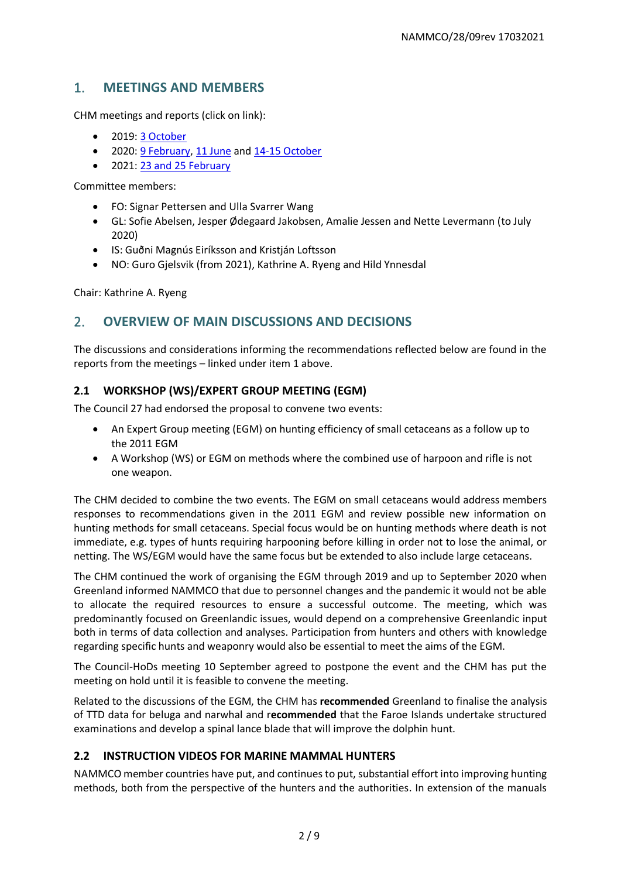## 1. MEETINGS AND MEMBERS

CHM meetings and reports (click on link):

- 2019: 3 October
- 2020: 9 February, 11 June and 14-15 October
- 2021: 23 and 25 February

Committee members:

- FO: Signar Pettersen and Ulla Svarrer Wang
- GL: Sofie Abelsen, Jesper Ødegaard Jakobsen, Amalie Jessen and Nette Levermann (to July 2020)
- IS: Guðni Magnús Eiríksson and Kristján Loftsson
- NO: Guro Gjelsvik (from 2021), Kathrine A. Ryeng and Hild Ynnesdal

Chair: Kathrine A. Ryeng

## 2. OVERVIEW OF MAIN DISCUSSIONS AND DECISIONS

The discussions and considerations informing the recommendations reflected below are found in the reports from the meetings – linked under item 1 above.

### 2.1 WORKSHOP (WS)/EXPERT GROUP MEETING (EGM)

The Council 27 had endorsed the proposal to convene two events:

- An Expert Group meeting (EGM) on hunting efficiency of small cetaceans as a follow up to the 2011 EGM
- A Workshop (WS) or EGM on methods where the combined use of harpoon and rifle is not one weapon.

The CHM decided to combine the two events. The EGM on small cetaceans would address members responses to recommendations given in the 2011 EGM and review possible new information on hunting methods for small cetaceans. Special focus would be on hunting methods where death is not immediate, e.g. types of hunts requiring harpooning before killing in order not to lose the animal, or netting. The WS/EGM would have the same focus but be extended to also include large cetaceans.

The CHM continued the work of organising the EGM through 2019 and up to September 2020 when Greenland informed NAMMCO that due to personnel changes and the pandemic it would not be able to allocate the required resources to ensure a successful outcome. The meeting, which was predominantly focused on Greenlandic issues, would depend on a comprehensive Greenlandic input both in terms of data collection and analyses. Participation from hunters and others with knowledge regarding specific hunts and weaponry would also be essential to meet the aims of the EGM.

The Council-HoDs meeting 10 September agreed to postpone the event and the CHM has put the meeting on hold until it is feasible to convene the meeting.

Related to the discussions of the EGM, the CHM has **recommended** Greenland to finalise the analysis of TTD data for beluga and narwhal and r**ecommended** that the Faroe Islands undertake structured examinations and develop a spinal lance blade that will improve the dolphin hunt.

### 2.2 INSTRUCTION VIDEOS FOR MARINE MAMMAL HUNTERS

NAMMCO member countries have put, and continues to put, substantial effort into improving hunting methods, both from the perspective of the hunters and the authorities. In extension of the manuals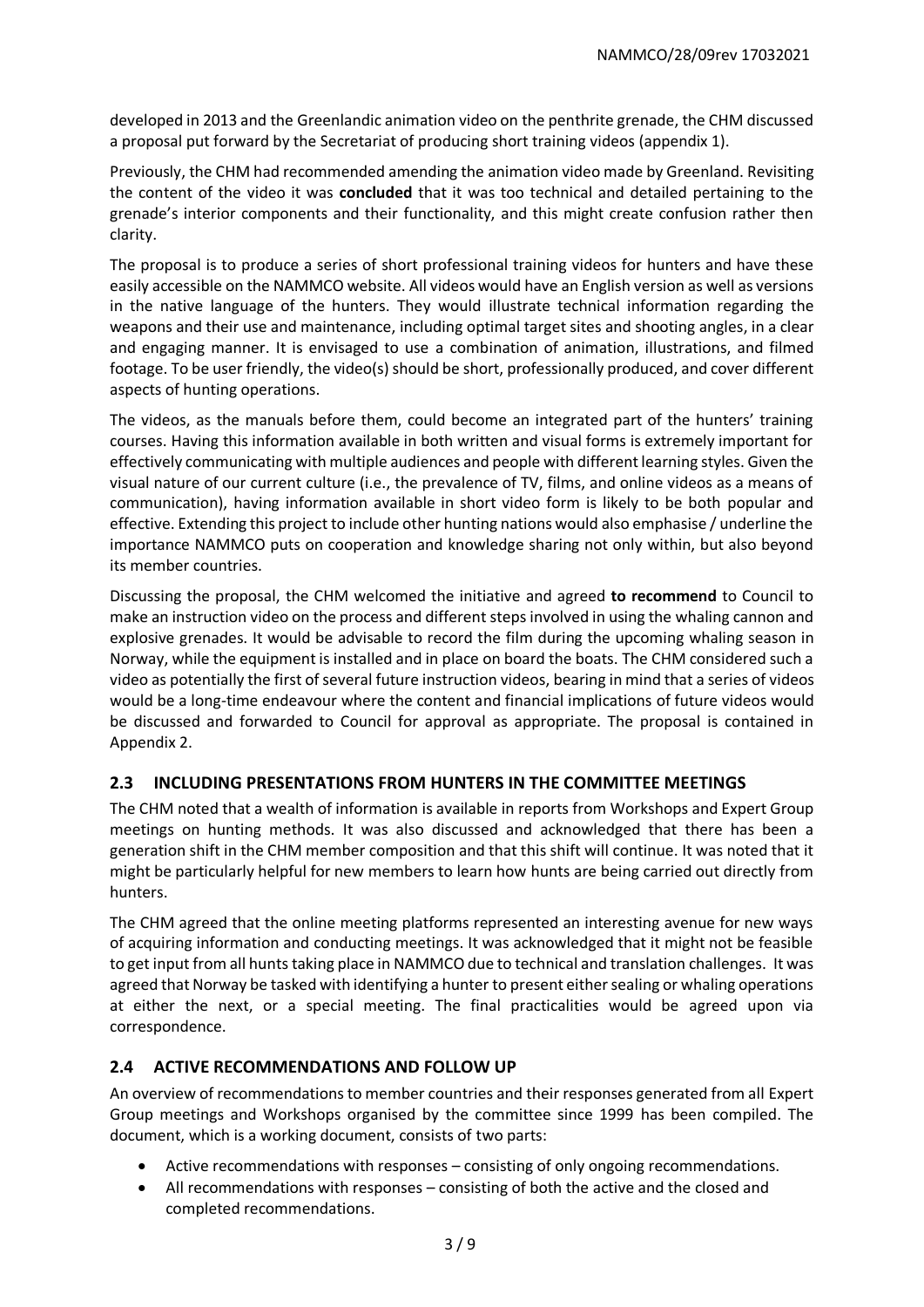developed in 2013 and the Greenlandic animation video on the penthrite grenade, the CHM discussed a proposal put forward by the Secretariat of producing short training videos (appendix 1).

Previously, the CHM had recommended amending the animation video made by Greenland. Revisiting the content of the video it was **concluded** that it was too technical and detailed pertaining to the grenade's interior components and their functionality, and this might create confusion rather then clarity.

The proposal is to produce a series of short professional training videos for hunters and have these easily accessible on the NAMMCO website. All videos would have an English version as well as versions in the native language of the hunters. They would illustrate technical information regarding the weapons and their use and maintenance, including optimal target sites and shooting angles, in a clear and engaging manner. It is envisaged to use a combination of animation, illustrations, and filmed footage. To be user friendly, the video(s) should be short, professionally produced, and cover different aspects of hunting operations.

The videos, as the manuals before them, could become an integrated part of the hunters' training courses. Having this information available in both written and visual forms is extremely important for effectively communicating with multiple audiences and people with different learning styles. Given the visual nature of our current culture (i.e., the prevalence of TV, films, and online videos as a means of communication), having information available in short video form is likely to be both popular and effective. Extending this project to include other hunting nations would also emphasise / underline the importance NAMMCO puts on cooperation and knowledge sharing not only within, but also beyond its member countries.

Discussing the proposal, the CHM welcomed the initiative and agreed **to recommend** to Council to make an instruction video on the process and different steps involved in using the whaling cannon and explosive grenades. It would be advisable to record the film during the upcoming whaling season in Norway, while the equipment is installed and in place on board the boats. The CHM considered such a video as potentially the first of several future instruction videos, bearing in mind that a series of videos would be a long-time endeavour where the content and financial implications of future videos would be discussed and forwarded to Council for approval as appropriate. The proposal is contained in Appendix 2.

## 2.3 INCLUDING PRESENTATIONS FROM HUNTERS IN THE COMMITTEE MEETINGS

The CHM noted that a wealth of information is available in reports from Workshops and Expert Group meetings on hunting methods. It was also discussed and acknowledged that there has been a generation shift in the CHM member composition and that this shift will continue. It was noted that it might be particularly helpful for new members to learn how hunts are being carried out directly from hunters.

The CHM agreed that the online meeting platforms represented an interesting avenue for new ways of acquiring information and conducting meetings. It was acknowledged that it might not be feasible to get input from all hunts taking place in NAMMCO due to technical and translation challenges. It was agreed that Norway be tasked with identifying a hunter to present either sealing or whaling operations at either the next, or a special meeting. The final practicalities would be agreed upon via correspondence.

## 2.4 ACTIVE RECOMMENDATIONS AND FOLLOW UP

An overview of recommendations to member countries and their responses generated from all Expert Group meetings and Workshops organised by the committee since 1999 has been compiled. The document, which is a working document, consists of two parts:

- Active recommendations with responses – consisting of only ongoing recommendations.
- All recommendations with responses – consisting of both the active and the closed and completed recommendations.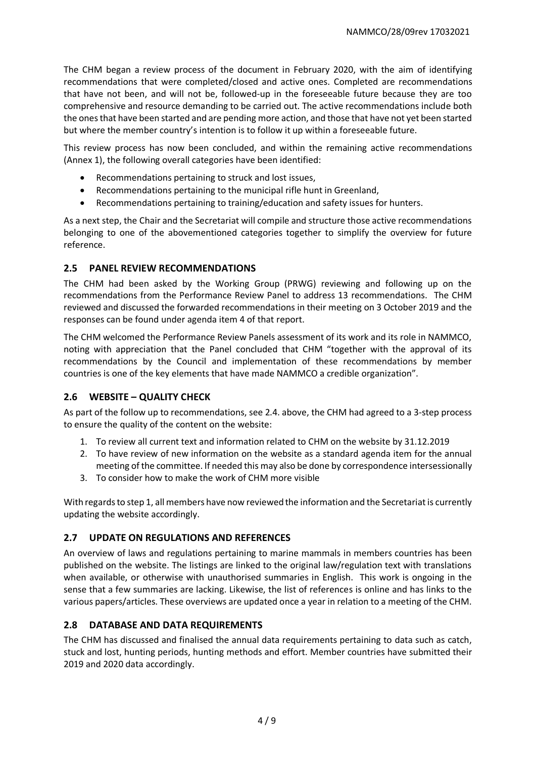The CHM began a review process of the document in February 2020, with the aim of identifying recommendations that were completed/closed and active ones. Completed are recommendations that have not been, and will not be, followed-up in the foreseeable future because they are too comprehensive and resource demanding to be carried out. The active recommendations include both the ones that have been started and are pending more action, and those that have not yet been started but where the member country's intention is to follow it up within a foreseeable future.

This review process has now been concluded, and within the remaining active recommendations (Annex 1), the following overall categories have been identified:

- Recommendations pertaining to struck and lost issues,
- Recommendations pertaining to the municipal rifle hunt in Greenland,
- Recommendations pertaining to training/education and safety issues for hunters.

As a next step, the Chair and the Secretariat will compile and structure those active recommendations belonging to one of the abovementioned categories together to simplify the overview for future reference.

## 2.5 PANEL REVIEW RECOMMENDATIONS

The CHM had been asked by the Working Group (PRWG) reviewing and following up on the recommendations from the Performance Review Panel to address 13 recommendations. The CHM reviewed and discussed the forwarded recommendations in their meeting on 3 October 2019 and the responses can be found under agenda item 4 of that report.

The CHM welcomed the Performance Review Panels assessment of its work and its role in NAMMCO, noting with appreciation that the Panel concluded that CHM "together with the approval of its recommendations by the Council and implementation of these recommendations by member countries is one of the key elements that have made NAMMCO a credible organization".

## 2.6 WEBSITE – QUALITY CHECK

As part of the follow up to recommendations, see 2.4. above, the CHM had agreed to a 3-step process to ensure the quality of the content on the website:

1. To review all current text and information related to CHM on the website by 31.12.2019
2. To have review of new information on the website as a standard agenda item for the annual meeting of the committee. If needed this may also be done by correspondence intersessionally
3. To consider how to make the work of CHM more visible

With regards to step 1, all members have now reviewed the information and the Secretariat is currently updating the website accordingly.

## 2.7 UPDATE ON REGULATIONS AND REFERENCES

An overview of laws and regulations pertaining to marine mammals in members countries has been published on the website. The listings are linked to the original law/regulation text with translations when available, or otherwise with unauthorised summaries in English. This work is ongoing in the sense that a few summaries are lacking. Likewise, the list of references is online and has links to the various papers/articles. These overviews are updated once a year in relation to a meeting of the CHM.

## 2.8 DATABASE AND DATA REQUIREMENTS

The CHM has discussed and finalised the annual data requirements pertaining to data such as catch, stuck and lost, hunting periods, hunting methods and effort. Member countries have submitted their 2019 and 2020 data accordingly.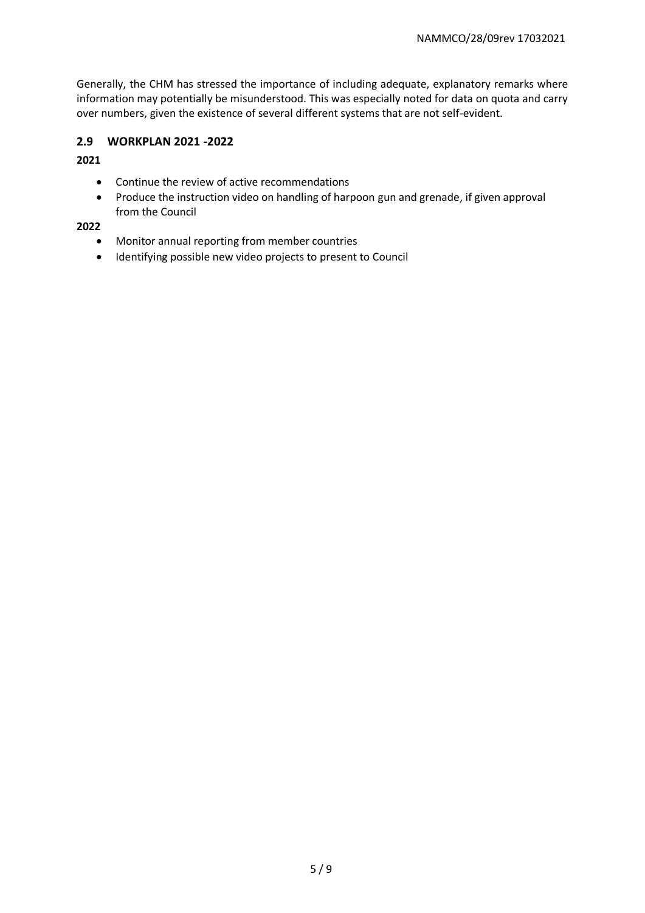Generally, the CHM has stressed the importance of including adequate, explanatory remarks where information may potentially be misunderstood. This was especially noted for data on quota and carry over numbers, given the existence of several different systems that are not self-evident.

## 2.9 WORKPLAN 2021 -2022

**2021**

- Continue the review of active recommendations
- Produce the instruction video on handling of harpoon gun and grenade, if given approval from the Council

**2022**

- Monitor annual reporting from member countries
- Identifying possible new video projects to present to Council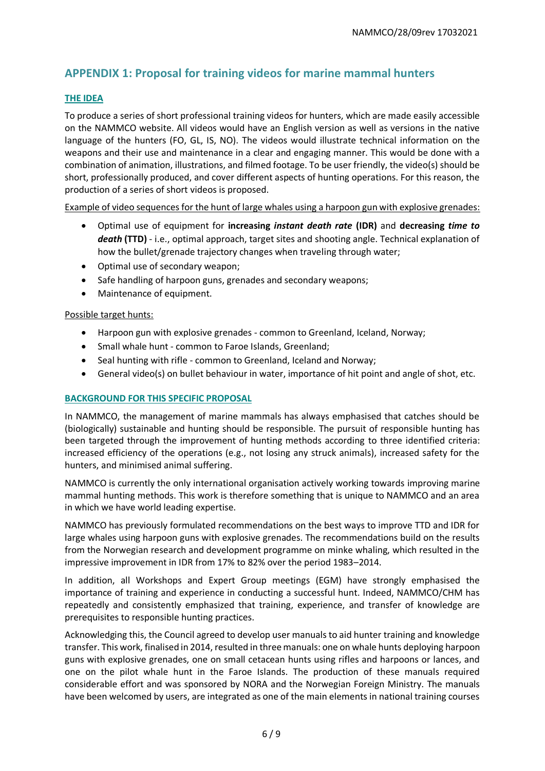## APPENDIX 1: Proposal for training videos for marine mammal hunters

### THE IDEA

To produce a series of short professional training videos for hunters, which are made easily accessible on the NAMMCO website. All videos would have an English version as well as versions in the native language of the hunters (FO, GL, IS, NO). The videos would illustrate technical information on the weapons and their use and maintenance in a clear and engaging manner. This would be done with a combination of animation, illustrations, and filmed footage. To be user friendly, the video(s) should be short, professionally produced, and cover different aspects of hunting operations. For this reason, the production of a series of short videos is proposed.

Example of video sequences for the hunt of large whales using a harpoon gun with explosive grenades:

- Optimal use of equipment for **increasing *instant death rate* (IDR)** and **decreasing *time to death* (TTD)** - i.e., optimal approach, target sites and shooting angle. Technical explanation of how the bullet/grenade trajectory changes when traveling through water;
- Optimal use of secondary weapon;
- Safe handling of harpoon guns, grenades and secondary weapons;
- Maintenance of equipment.

Possible target hunts:

- Harpoon gun with explosive grenades - common to Greenland, Iceland, Norway;
- Small whale hunt - common to Faroe Islands, Greenland;
- Seal hunting with rifle - common to Greenland, Iceland and Norway;
- General video(s) on bullet behaviour in water, importance of hit point and angle of shot, etc.

### BACKGROUND FOR THIS SPECIFIC PROPOSAL

In NAMMCO, the management of marine mammals has always emphasised that catches should be (biologically) sustainable and hunting should be responsible. The pursuit of responsible hunting has been targeted through the improvement of hunting methods according to three identified criteria: increased efficiency of the operations (e.g., not losing any struck animals), increased safety for the hunters, and minimised animal suffering.

NAMMCO is currently the only international organisation actively working towards improving marine mammal hunting methods. This work is therefore something that is unique to NAMMCO and an area in which we have world leading expertise.

NAMMCO has previously formulated recommendations on the best ways to improve TTD and IDR for large whales using harpoon guns with explosive grenades. The recommendations build on the results from the Norwegian research and development programme on minke whaling, which resulted in the impressive improvement in IDR from 17% to 82% over the period 1983–2014.

In addition, all Workshops and Expert Group meetings (EGM) have strongly emphasised the importance of training and experience in conducting a successful hunt. Indeed, NAMMCO/CHM has repeatedly and consistently emphasized that training, experience, and transfer of knowledge are prerequisites to responsible hunting practices.

Acknowledging this, the Council agreed to develop user manuals to aid hunter training and knowledge transfer. This work, finalised in 2014, resulted in three manuals: one on whale hunts deploying harpoon guns with explosive grenades, one on small cetacean hunts using rifles and harpoons or lances, and one on the pilot whale hunt in the Faroe Islands. The production of these manuals required considerable effort and was sponsored by NORA and the Norwegian Foreign Ministry. The manuals have been welcomed by users, are integrated as one of the main elements in national training courses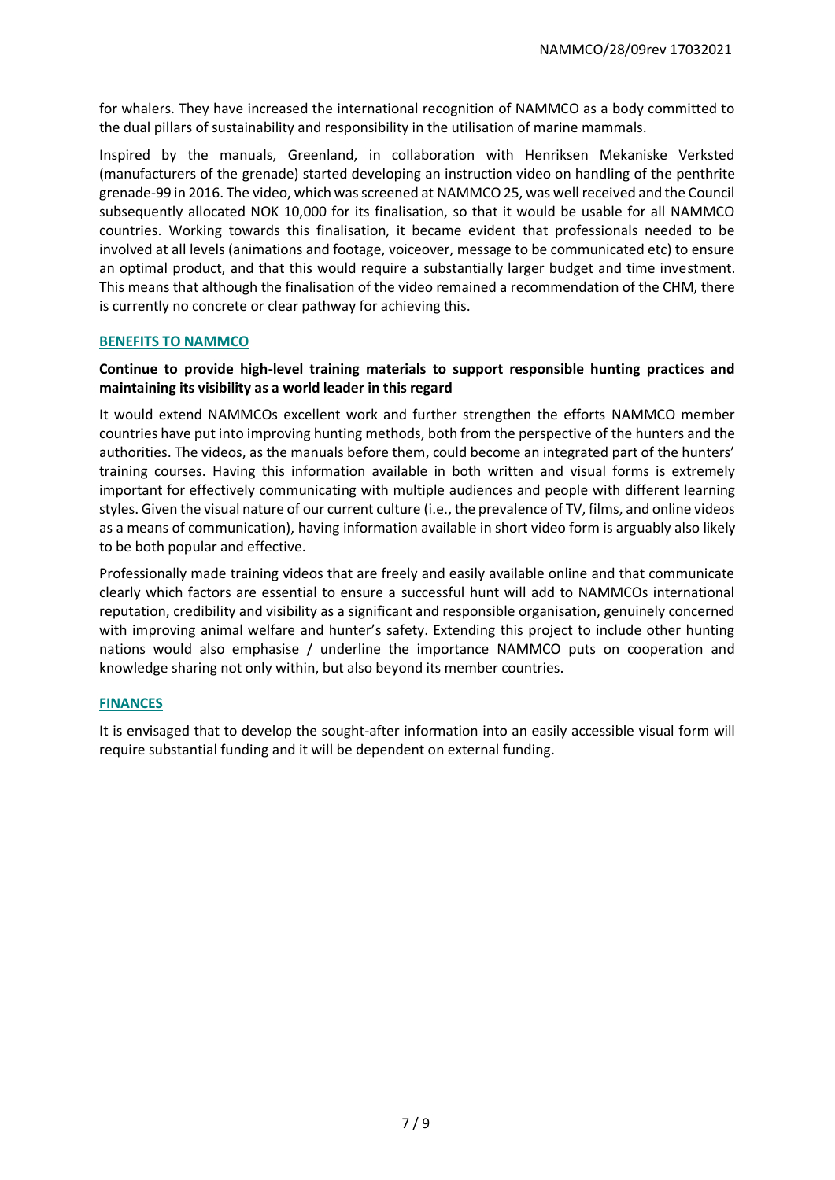for whalers. They have increased the international recognition of NAMMCO as a body committed to the dual pillars of sustainability and responsibility in the utilisation of marine mammals.

Inspired by the manuals, Greenland, in collaboration with Henriksen Mekaniske Verksted (manufacturers of the grenade) started developing an instruction video on handling of the penthrite grenade-99 in 2016. The video, which was screened at NAMMCO 25, was well received and the Council subsequently allocated NOK 10,000 for its finalisation, so that it would be usable for all NAMMCO countries. Working towards this finalisation, it became evident that professionals needed to be involved at all levels (animations and footage, voiceover, message to be communicated etc) to ensure an optimal product, and that this would require a substantially larger budget and time investment. This means that although the finalisation of the video remained a recommendation of the CHM, there is currently no concrete or clear pathway for achieving this.

## BENEFITS TO NAMMCO

**Continue to provide high-level training materials to support responsible hunting practices and maintaining its visibility as a world leader in this regard**

It would extend NAMMCOs excellent work and further strengthen the efforts NAMMCO member countries have put into improving hunting methods, both from the perspective of the hunters and the authorities. The videos, as the manuals before them, could become an integrated part of the hunters' training courses. Having this information available in both written and visual forms is extremely important for effectively communicating with multiple audiences and people with different learning styles. Given the visual nature of our current culture (i.e., the prevalence of TV, films, and online videos as a means of communication), having information available in short video form is arguably also likely to be both popular and effective.

Professionally made training videos that are freely and easily available online and that communicate clearly which factors are essential to ensure a successful hunt will add to NAMMCOs international reputation, credibility and visibility as a significant and responsible organisation, genuinely concerned with improving animal welfare and hunter's safety. Extending this project to include other hunting nations would also emphasise / underline the importance NAMMCO puts on cooperation and knowledge sharing not only within, but also beyond its member countries.

## FINANCES

It is envisaged that to develop the sought-after information into an easily accessible visual form will require substantial funding and it will be dependent on external funding.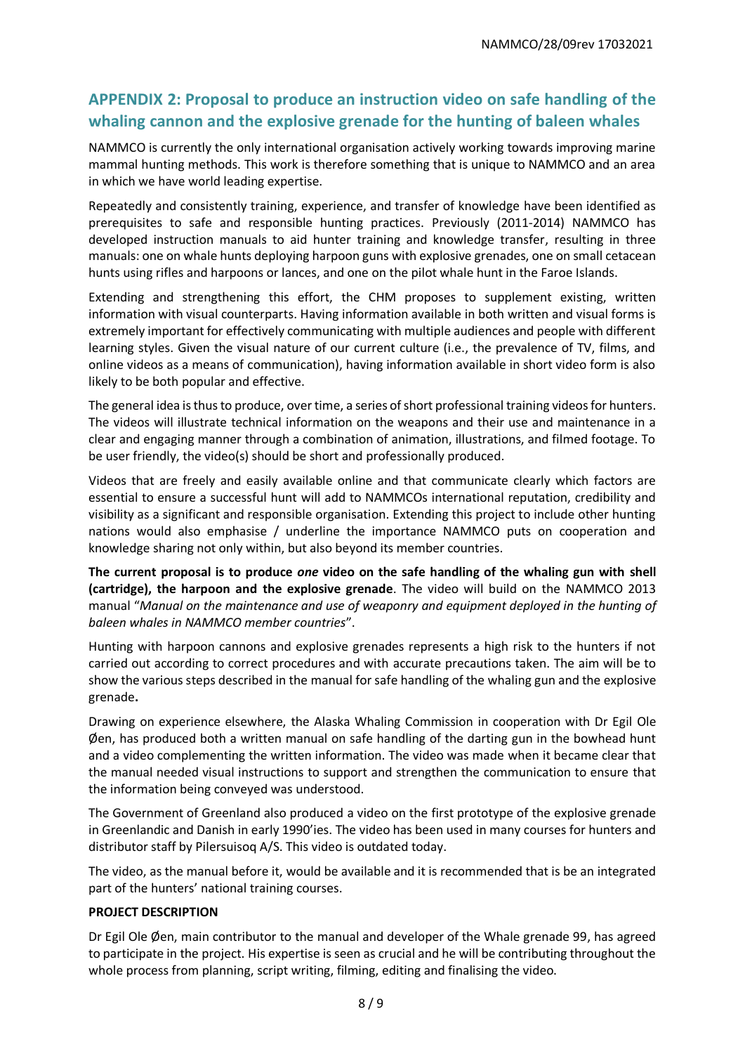## APPENDIX 2: Proposal to produce an instruction video on safe handling of the whaling cannon and the explosive grenade for the hunting of baleen whales

NAMMCO is currently the only international organisation actively working towards improving marine mammal hunting methods. This work is therefore something that is unique to NAMMCO and an area in which we have world leading expertise.

Repeatedly and consistently training, experience, and transfer of knowledge have been identified as prerequisites to safe and responsible hunting practices. Previously (2011-2014) NAMMCO has developed instruction manuals to aid hunter training and knowledge transfer, resulting in three manuals: one on whale hunts deploying harpoon guns with explosive grenades, one on small cetacean hunts using rifles and harpoons or lances, and one on the pilot whale hunt in the Faroe Islands.

Extending and strengthening this effort, the CHM proposes to supplement existing, written information with visual counterparts. Having information available in both written and visual forms is extremely important for effectively communicating with multiple audiences and people with different learning styles. Given the visual nature of our current culture (i.e., the prevalence of TV, films, and online videos as a means of communication), having information available in short video form is also likely to be both popular and effective.

The general idea is thus to produce, over time, a series of short professional training videos for hunters. The videos will illustrate technical information on the weapons and their use and maintenance in a clear and engaging manner through a combination of animation, illustrations, and filmed footage. To be user friendly, the video(s) should be short and professionally produced.

Videos that are freely and easily available online and that communicate clearly which factors are essential to ensure a successful hunt will add to NAMMCOs international reputation, credibility and visibility as a significant and responsible organisation. Extending this project to include other hunting nations would also emphasise / underline the importance NAMMCO puts on cooperation and knowledge sharing not only within, but also beyond its member countries.

**The current proposal is to produce *one* video on the safe handling of the whaling gun with shell (cartridge), the harpoon and the explosive grenade**. The video will build on the NAMMCO 2013 manual "*Manual on the maintenance and use of weaponry and equipment deployed in the hunting of baleen whales in NAMMCO member countries*".

Hunting with harpoon cannons and explosive grenades represents a high risk to the hunters if not carried out according to correct procedures and with accurate precautions taken. The aim will be to show the various steps described in the manual for safe handling of the whaling gun and the explosive grenade**.**

Drawing on experience elsewhere, the Alaska Whaling Commission in cooperation with Dr Egil Ole Øen, has produced both a written manual on safe handling of the darting gun in the bowhead hunt and a video complementing the written information. The video was made when it became clear that the manual needed visual instructions to support and strengthen the communication to ensure that the information being conveyed was understood.

The Government of Greenland also produced a video on the first prototype of the explosive grenade in Greenlandic and Danish in early 1990'ies. The video has been used in many courses for hunters and distributor staff by Pilersuisoq A/S. This video is outdated today.

The video, as the manual before it, would be available and it is recommended that is be an integrated part of the hunters' national training courses.

**PROJECT DESCRIPTION**

Dr Egil Ole Øen, main contributor to the manual and developer of the Whale grenade 99, has agreed to participate in the project. His expertise is seen as crucial and he will be contributing throughout the whole process from planning, script writing, filming, editing and finalising the video.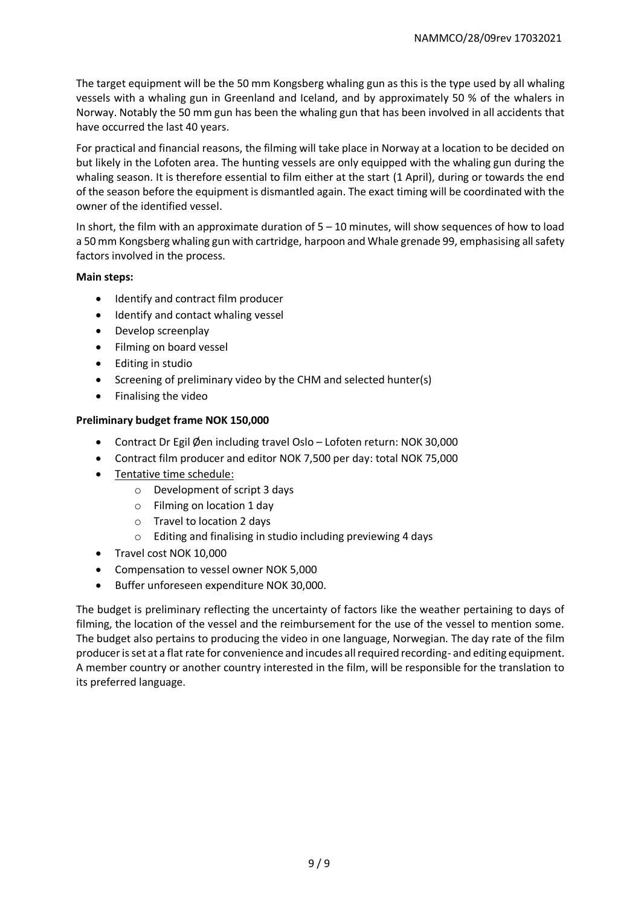The target equipment will be the 50 mm Kongsberg whaling gun as this is the type used by all whaling vessels with a whaling gun in Greenland and Iceland, and by approximately 50 % of the whalers in Norway. Notably the 50 mm gun has been the whaling gun that has been involved in all accidents that have occurred the last 40 years.

For practical and financial reasons, the filming will take place in Norway at a location to be decided on but likely in the Lofoten area. The hunting vessels are only equipped with the whaling gun during the whaling season. It is therefore essential to film either at the start (1 April), during or towards the end of the season before the equipment is dismantled again. The exact timing will be coordinated with the owner of the identified vessel.

In short, the film with an approximate duration of 5 – 10 minutes, will show sequences of how to load a 50 mm Kongsberg whaling gun with cartridge, harpoon and Whale grenade 99, emphasising all safety factors involved in the process.

**Main steps:**

- Identify and contract film producer
- Identify and contact whaling vessel
- Develop screenplay
- Filming on board vessel
- Editing in studio
- Screening of preliminary video by the CHM and selected hunter(s)
- Finalising the video

**Preliminary budget frame NOK 150,000**

- Contract Dr Egil Øen including travel Oslo – Lofoten return: NOK 30,000
- Contract film producer and editor NOK 7,500 per day: total NOK 75,000
- Tentative time schedule:
  - Development of script 3 days
  - Filming on location 1 day
  - Travel to location 2 days
  - Editing and finalising in studio including previewing 4 days
- Travel cost NOK 10,000
- Compensation to vessel owner NOK 5,000
- Buffer unforeseen expenditure NOK 30,000.

The budget is preliminary reflecting the uncertainty of factors like the weather pertaining to days of filming, the location of the vessel and the reimbursement for the use of the vessel to mention some. The budget also pertains to producing the video in one language, Norwegian. The day rate of the film producer is set at a flat rate for convenience and incudes all required recording- and editing equipment. A member country or another country interested in the film, will be responsible for the translation to its preferred language.